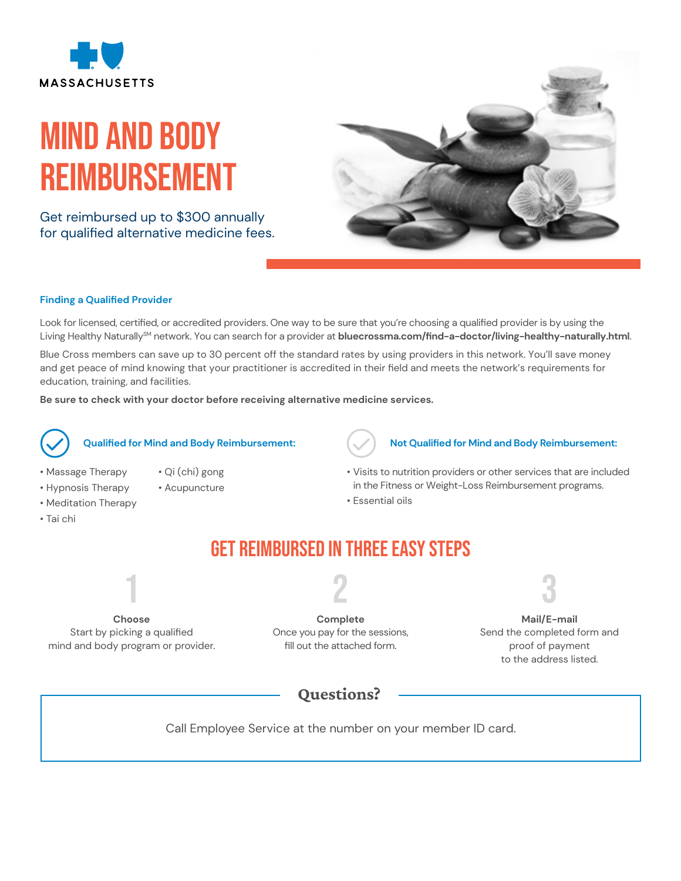MASSACHUSETTS

# MIND AND BODY REIMBURSEMENT

Get reimbursed up to $300 annually for qualified alternative medicine fees.

### Finding a Qualified Provider

Look for licensed, certified, or accredited providers. One way to be sure that you're choosing a qualified provider is by using the Living Healthy Naturally[SM] network. You can search for a provider at **bluecrossma.com/find-a-doctor/living-healthy-naturally.html**.

Blue Cross members can save up to 30 percent off the standard rates by using providers in this network. You'll save money and get peace of mind knowing that your practitioner is accredited in their field and meets the network's requirements for education, training, and facilities.

**Be sure to check with your doctor before receiving alternative medicine services.**

### Qualified for Mind and Body Reimbursement:

- Massage Therapy
- Hypnosis Therapy
- Meditation Therapy
- Tai chi
- Qi (chi) gong
- Acupuncture

### Not Qualified for Mind and Body Reimbursement:

- Visits to nutrition providers or other services that are included in the Fitness or Weight-Loss Reimbursement programs.
- Essential oils

## GET REIMBURSED IN THREE EASY STEPS

**1**

**Choose**
Start by picking a qualified mind and body program or provider.

**2**

**Complete**
Once you pay for the sessions, fill out the attached form.

**3**

**Mail/E-mail**
Send the completed form and proof of payment to the address listed.

### Questions?

Call Employee Service at the number on your member ID card.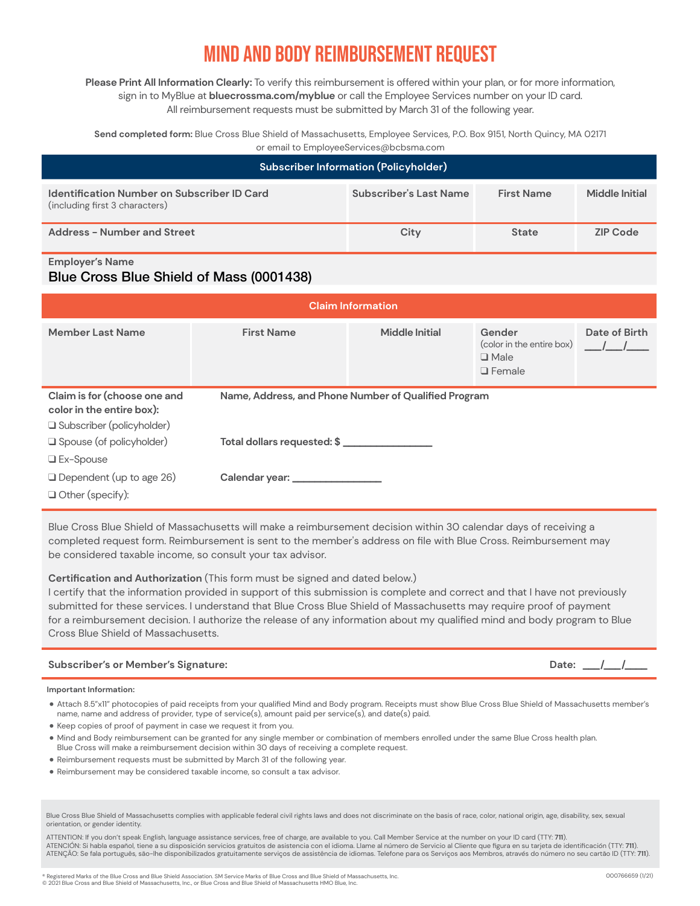# MIND AND BODY REIMBURSEMENT REQUEST

**Please Print All Information Clearly:** To verify this reimbursement is offered within your plan, or for more information, sign in to MyBlue at **bluecrossma.com/myblue** or call the Employee Services number on your ID card. All reimbursement requests must be submitted by March 31 of the following year.

**Send completed form:** Blue Cross Blue Shield of Massachusetts, Employee Services, P.O. Box 9151, North Quincy, MA 02171 or email to EmployeeServices@bcbsma.com

## Subscriber Information (Policyholder)

| Identification Number on Subscriber ID Card (including first 3 characters) | Subscriber's Last Name | First Name | Middle Initial |
|---|---|---|---|
| | | | |

| Address - Number and Street | City | State | ZIP Code |
|---|---|---|---|
| | | | |

**Employer's Name**
Blue Cross Blue Shield of Mass (0001438)

## Claim Information

| Member Last Name | First Name | Middle Initial | Gender (color in the entire box) ❑ Male ❑ Female | Date of Birth \_\_\_/\_\_\_/\_\_\_\_ |
|---|---|---|---|---|
| | | | | |

**Claim is for (choose one and color in the entire box):**
- ❑ Subscriber (policyholder)
- ❑ Spouse (of policyholder)
- ❑ Ex-Spouse
- ❑ Dependent (up to age 26)
- ❑ Other (specify):

**Name, Address, and Phone Number of Qualified Program**

**Total dollars requested: $** \_\_\_\_\_\_\_\_\_\_\_\_\_\_\_\_

**Calendar year:** \_\_\_\_\_\_\_\_\_\_\_\_\_\_\_\_

Blue Cross Blue Shield of Massachusetts will make a reimbursement decision within 30 calendar days of receiving a completed request form. Reimbursement is sent to the member's address on file with Blue Cross. Reimbursement may be considered taxable income, so consult your tax advisor.

**Certification and Authorization** (This form must be signed and dated below.)
I certify that the information provided in support of this submission is complete and correct and that I have not previously submitted for these services. I understand that Blue Cross Blue Shield of Massachusetts may require proof of payment for a reimbursement decision. I authorize the release of any information about my qualified mind and body program to Blue Cross Blue Shield of Massachusetts.

**Subscriber's or Member's Signature:** **Date:** \_\_\_/\_\_\_/\_\_\_\_

**Important Information:**
- Attach 8.5"x11" photocopies of paid receipts from your qualified Mind and Body program. Receipts must show Blue Cross Blue Shield of Massachusetts member's name, name and address of provider, type of service(s), amount paid per service(s), and date(s) paid.
- Keep copies of proof of payment in case we request it from you.
- Mind and Body reimbursement can be granted for any single member or combination of members enrolled under the same Blue Cross health plan. Blue Cross will make a reimbursement decision within 30 days of receiving a complete request.
- Reimbursement requests must be submitted by March 31 of the following year.
- Reimbursement may be considered taxable income, so consult a tax advisor.

Blue Cross Blue Shield of Massachusetts complies with applicable federal civil rights laws and does not discriminate on the basis of race, color, national origin, age, disability, sex, sexual orientation, or gender identity.

ATTENTION: If you don't speak English, language assistance services, free of charge, are available to you. Call Member Service at the number on your ID card (TTY: **711**).
ATENCIÓN: Si habla español, tiene a su disposición servicios gratuitos de asistencia con el idioma. Llame al número de Servicio al Cliente que figura en su tarjeta de identificación (TTY: **711**).
ATENÇÃO: Se fala português, são-lhe disponibilizados gratuitamente serviços de assistência de idiomas. Telefone para os Serviços aos Membros, através do número no seu cartão ID (TTY: **711**).

® Registered Marks of the Blue Cross and Blue Shield Association. SM Service Marks of Blue Cross and Blue Shield of Massachusetts, Inc.
© 2021 Blue Cross and Blue Shield of Massachusetts, Inc., or Blue Cross and Blue Shield of Massachusetts HMO Blue, Inc.

000766659 (1/21)